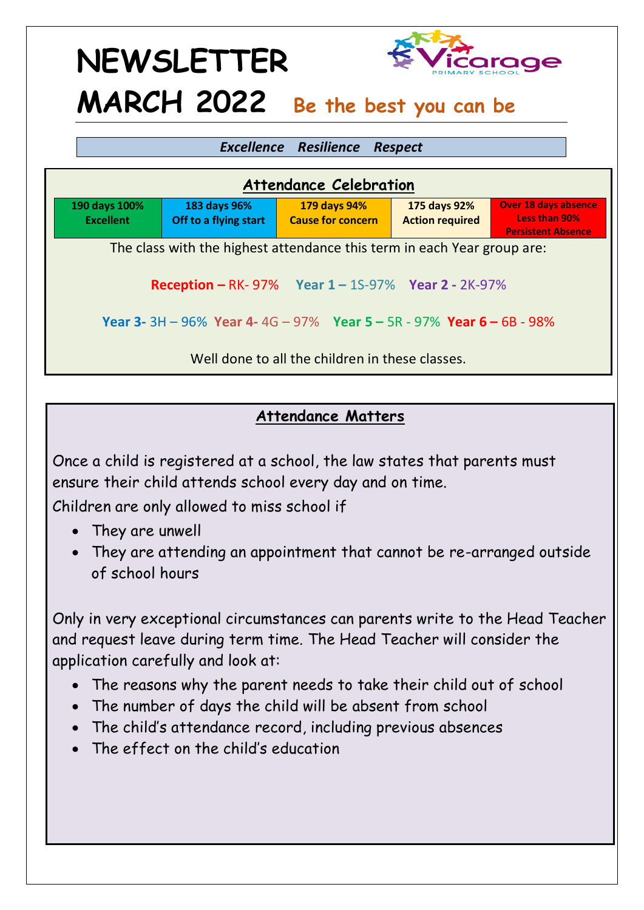# NEWSLETTER MARCH 2022

Vicarage Primary School

**Be the best you can be**

***Excellence Resilience Respect***

## Attendance Celebration

| 190 days 100% Excellent | 183 days 96% Off to a flying start | 179 days 94% Cause for concern | 175 days 92% Action required | Over 18 days absence Less than 90% Persistent Absence |
|---|---|---|---|---|

The class with the highest attendance this term in each Year group are:

**Reception –** RK- 97% **Year 1 –** 1S-97% **Year 2 -** 2K-97%

**Year 3-** 3H – 96% **Year 4-** 4G – 97% **Year 5 –** 5R - 97% **Year 6 –** 6B - 98%

Well done to all the children in these classes.

## Attendance Matters

Once a child is registered at a school, the law states that parents must ensure their child attends school every day and on time.

Children are only allowed to miss school if

- They are unwell
- They are attending an appointment that cannot be re-arranged outside of school hours

Only in very exceptional circumstances can parents write to the Head Teacher and request leave during term time. The Head Teacher will consider the application carefully and look at:

- The reasons why the parent needs to take their child out of school
- The number of days the child will be absent from school
- The child's attendance record, including previous absences
- The effect on the child's education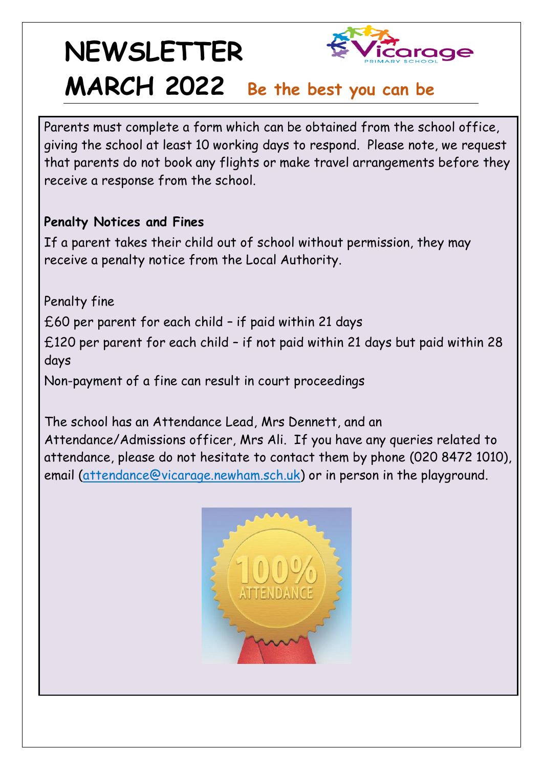# NEWSLETTER

# MARCH 2022

**Be the best you can be**

Parents must complete a form which can be obtained from the school office, giving the school at least 10 working days to respond. Please note, we request that parents do not book any flights or make travel arrangements before they receive a response from the school.

**Penalty Notices and Fines**

If a parent takes their child out of school without permission, they may receive a penalty notice from the Local Authority.

Penalty fine

£60 per parent for each child – if paid within 21 days

£120 per parent for each child – if not paid within 21 days but paid within 28 days

Non-payment of a fine can result in court proceedings

The school has an Attendance Lead, Mrs Dennett, and an Attendance/Admissions officer, Mrs Ali. If you have any queries related to attendance, please do not hesitate to contact them by phone (020 8472 1010), email (attendance@vicarage.newham.sch.uk) or in person in the playground.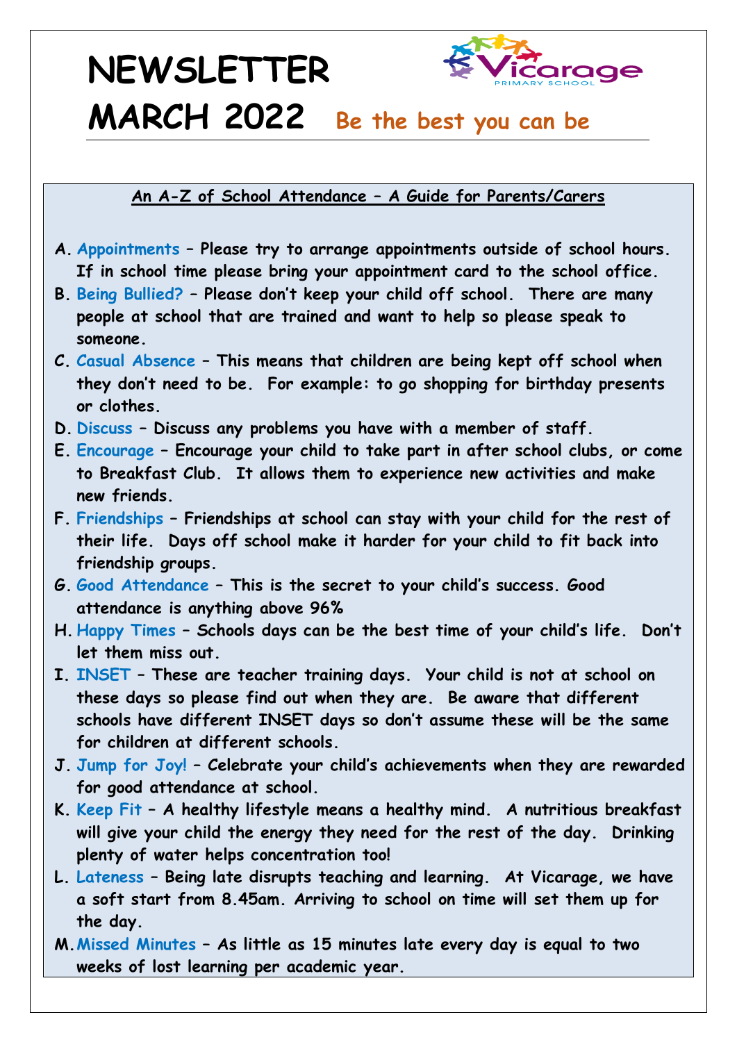# NEWSLETTER MARCH 2022

**Be the best you can be**

**An A-Z of School Attendance – A Guide for Parents/Carers**

A. **Appointments** – Please try to arrange appointments outside of school hours. If in school time please bring your appointment card to the school office.
B. **Being Bullied?** – Please don't keep your child off school. There are many people at school that are trained and want to help so please speak to someone.
C. **Casual Absence** – This means that children are being kept off school when they don't need to be. For example: to go shopping for birthday presents or clothes.
D. **Discuss** – Discuss any problems you have with a member of staff.
E. **Encourage** – Encourage your child to take part in after school clubs, or come to Breakfast Club. It allows them to experience new activities and make new friends.
F. **Friendships** – Friendships at school can stay with your child for the rest of their life. Days off school make it harder for your child to fit back into friendship groups.
G. **Good Attendance** – This is the secret to your child's success. Good attendance is anything above 96%
H. **Happy Times** – Schools days can be the best time of your child's life. Don't let them miss out.
I. **INSET** – These are teacher training days. Your child is not at school on these days so please find out when they are. Be aware that different schools have different INSET days so don't assume these will be the same for children at different schools.
J. **Jump for Joy!** – Celebrate your child's achievements when they are rewarded for good attendance at school.
K. **Keep Fit** – A healthy lifestyle means a healthy mind. A nutritious breakfast will give your child the energy they need for the rest of the day. Drinking plenty of water helps concentration too!
L. **Lateness** – Being late disrupts teaching and learning. At Vicarage, we have a soft start from 8.45am. Arriving to school on time will set them up for the day.
M. **Missed Minutes** – As little as 15 minutes late every day is equal to two weeks of lost learning per academic year.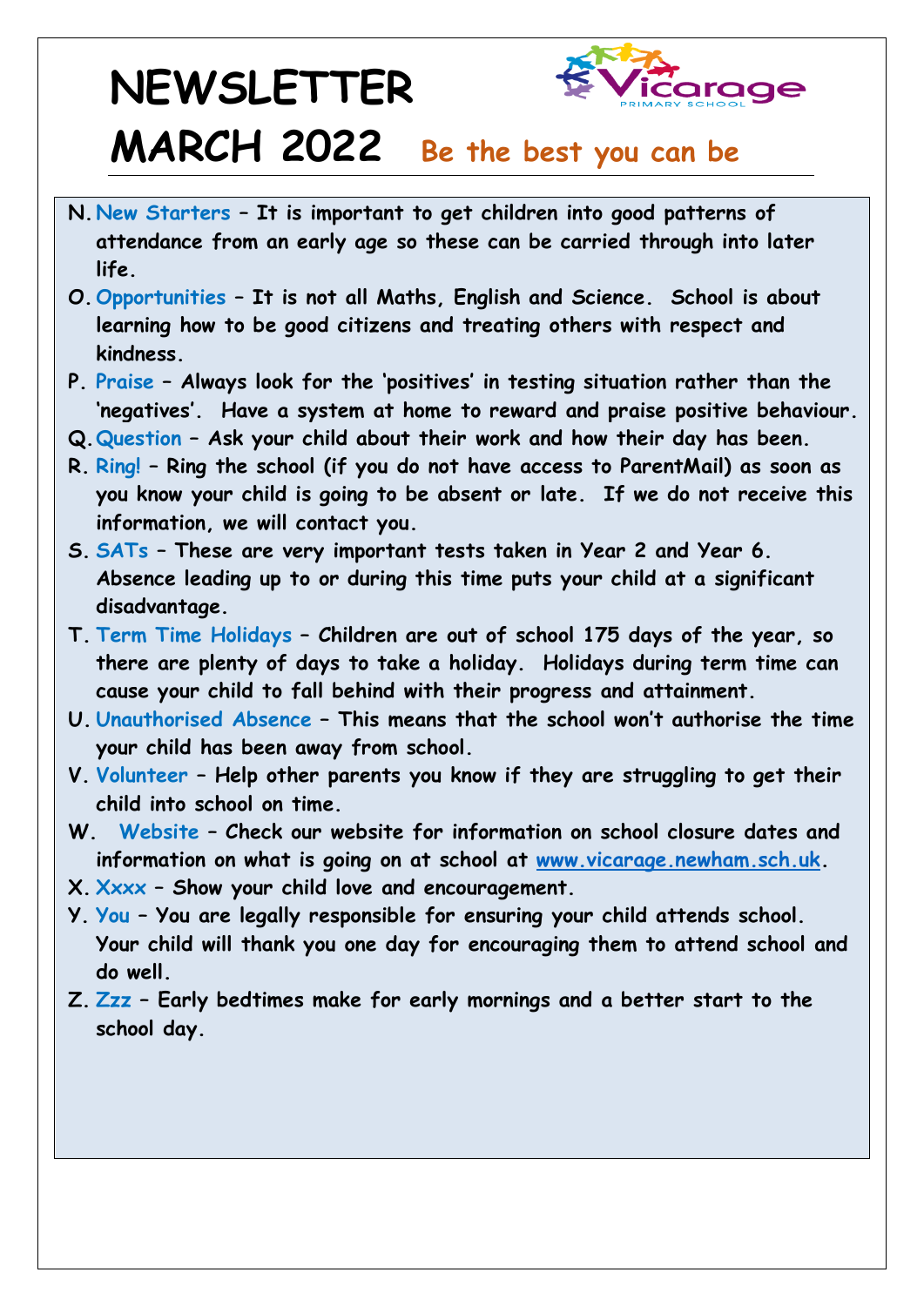# NEWSLETTER

# MARCH 2022

**Be the best you can be**

- **N. New Starters – It is important to get children into good patterns of attendance from an early age so these can be carried through into later life.**
- **O. Opportunities – It is not all Maths, English and Science. School is about learning how to be good citizens and treating others with respect and kindness.**
- **P. Praise – Always look for the 'positives' in testing situation rather than the 'negatives'. Have a system at home to reward and praise positive behaviour.**
- **Q. Question – Ask your child about their work and how their day has been.**
- **R. Ring! – Ring the school (if you do not have access to ParentMail) as soon as you know your child is going to be absent or late. If we do not receive this information, we will contact you.**
- **S. SATs – These are very important tests taken in Year 2 and Year 6. Absence leading up to or during this time puts your child at a significant disadvantage.**
- **T. Term Time Holidays – Children are out of school 175 days of the year, so there are plenty of days to take a holiday. Holidays during term time can cause your child to fall behind with their progress and attainment.**
- **U. Unauthorised Absence – This means that the school won't authorise the time your child has been away from school.**
- **V. Volunteer – Help other parents you know if they are struggling to get their child into school on time.**
- **W. Website – Check our website for information on school closure dates and information on what is going on at school at [www.vicarage.newham.sch.uk](http://www.vicarage.newham.sch.uk).**
- **X. Xxxx – Show your child love and encouragement.**
- **Y. You – You are legally responsible for ensuring your child attends school. Your child will thank you one day for encouraging them to attend school and do well.**
- **Z. Zzz – Early bedtimes make for early mornings and a better start to the school day.**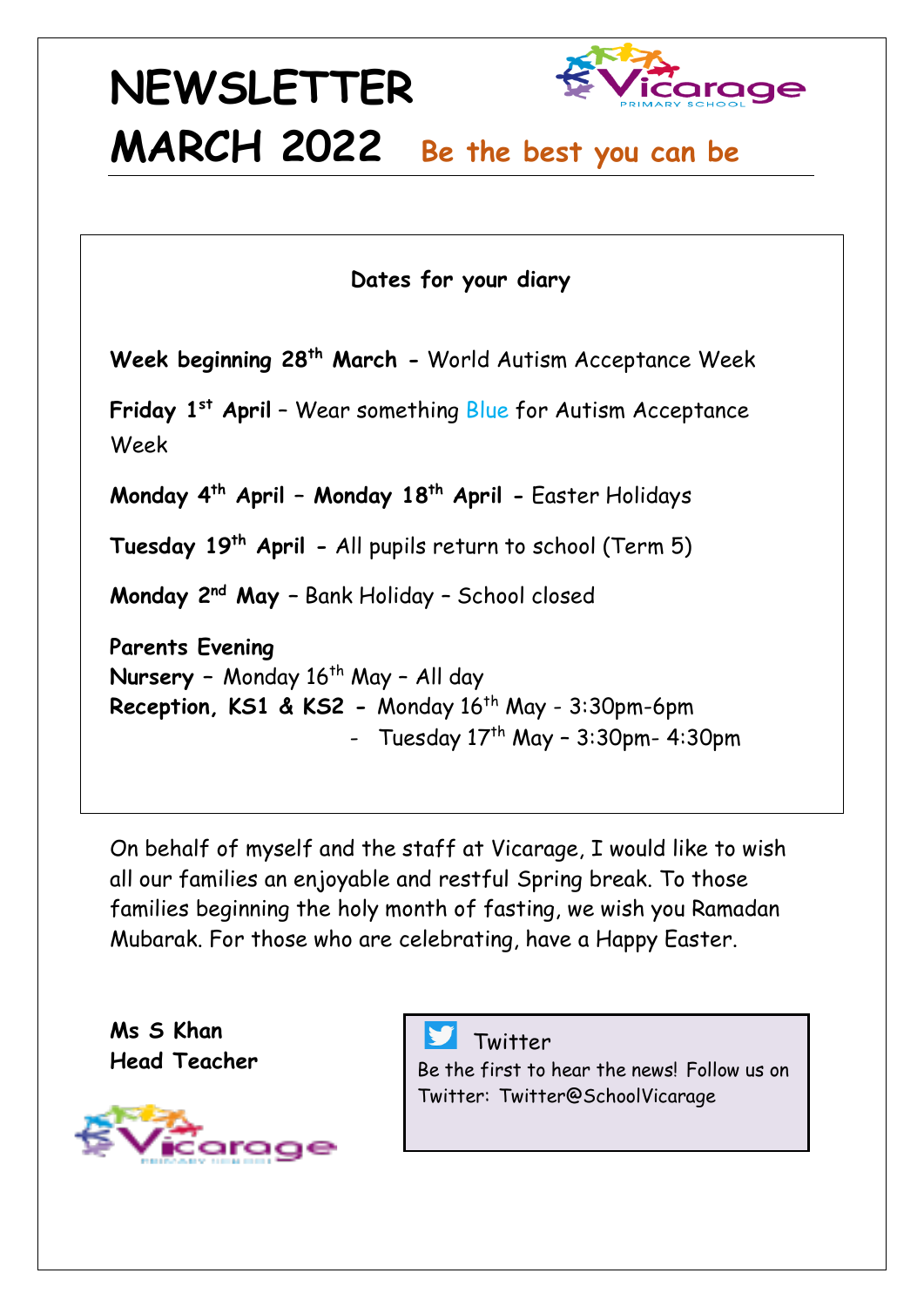# NEWSLETTER MARCH 2022

**Be the best you can be**

**Dates for your diary**

**Week beginning 28th March** - World Autism Acceptance Week

**Friday 1st April** – Wear something Blue for Autism Acceptance Week

**Monday 4th April** – **Monday 18th April** - Easter Holidays

**Tuesday 19th April** - All pupils return to school (Term 5)

**Monday 2nd May** – Bank Holiday – School closed

**Parents Evening**
**Nursery** – Monday 16th May – All day
**Reception, KS1 & KS2** - Monday 16th May - 3:30pm-6pm
- Tuesday 17th May – 3:30pm- 4:30pm

On behalf of myself and the staff at Vicarage, I would like to wish all our families an enjoyable and restful Spring break. To those families beginning the holy month of fasting, we wish you Ramadan Mubarak. For those who are celebrating, have a Happy Easter.

**Ms S Khan**
**Head Teacher**

Twitter
Be the first to hear the news! Follow us on Twitter: Twitter@SchoolVicarage